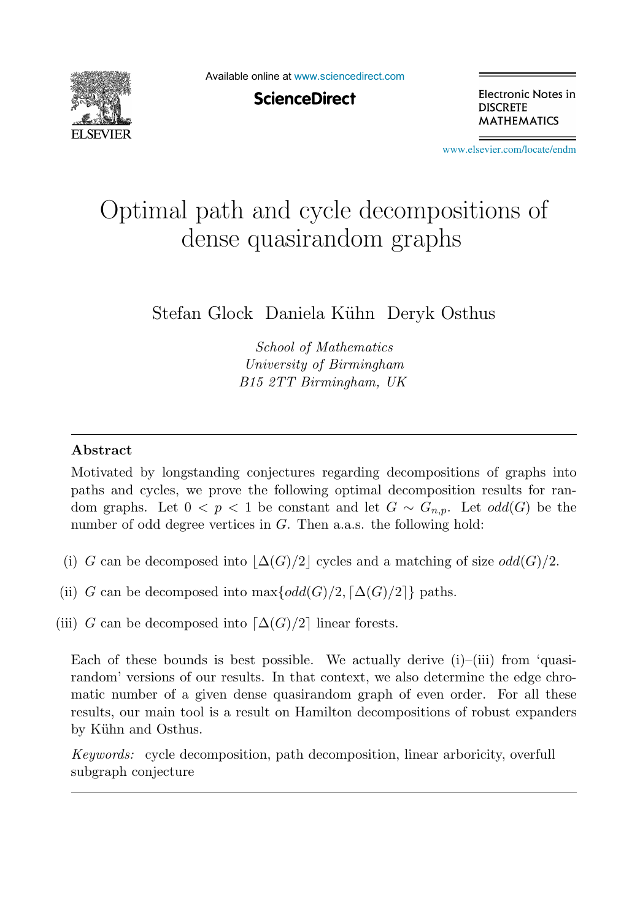# Optimal path and cycle decompositions of dense quasirandom graphs

Stefan Glock Daniela Kühn Deryk Osthus

*School of Mathematics*
*University of Birmingham*
*B15 2TT Birmingham, UK*

## Abstract

Motivated by longstanding conjectures regarding decompositions of graphs into paths and cycles, we prove the following optimal decomposition results for random graphs. Let $0 < p < 1$ be constant and let $G \sim G_{n,p}$. Let $odd(G)$ be the number of odd degree vertices in $G$. Then a.a.s. the following hold:

(i) $G$ can be decomposed into $\lfloor \Delta(G)/2 \rfloor$ cycles and a matching of size $odd(G)/2$.

(ii) $G$ can be decomposed into $\max\{odd(G)/2, \lceil \Delta(G)/2 \rceil\}$ paths.

(iii) $G$ can be decomposed into $\lceil \Delta(G)/2 \rceil$ linear forests.

Each of these bounds is best possible. We actually derive (i)–(iii) from 'quasirandom' versions of our results. In that context, we also determine the edge chromatic number of a given dense quasirandom graph of even order. For all these results, our main tool is a result on Hamilton decompositions of robust expanders by Kühn and Osthus.

*Keywords:* cycle decomposition, path decomposition, linear arboricity, overfull subgraph conjecture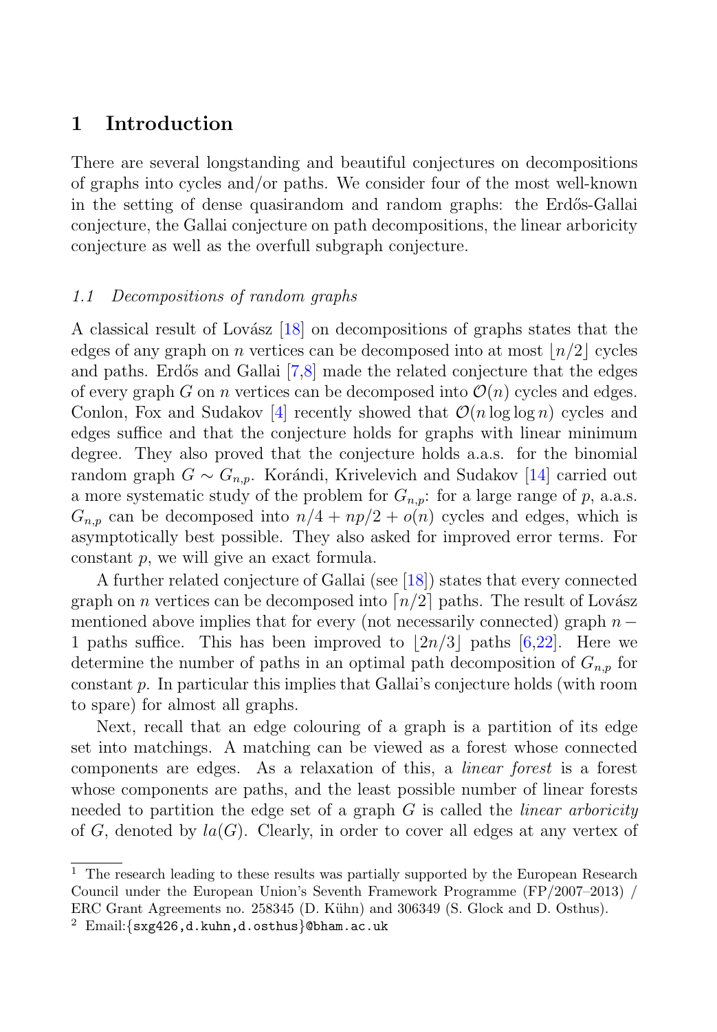## 1 Introduction

There are several longstanding and beautiful conjectures on decompositions of graphs into cycles and/or paths. We consider four of the most well-known in the setting of dense quasirandom and random graphs: the Erdős-Gallai conjecture, the Gallai conjecture on path decompositions, the linear arboricity conjecture as well as the overfull subgraph conjecture.

### *1.1 Decompositions of random graphs*

A classical result of Lovász [18] on decompositions of graphs states that the edges of any graph on $n$ vertices can be decomposed into at most $\lfloor n/2 \rfloor$ cycles and paths. Erdős and Gallai [7,8] made the related conjecture that the edges of every graph $G$ on $n$ vertices can be decomposed into $\mathcal{O}(n)$ cycles and edges. Conlon, Fox and Sudakov [4] recently showed that $\mathcal{O}(n \log \log n)$ cycles and edges suffice and that the conjecture holds for graphs with linear minimum degree. They also proved that the conjecture holds a.a.s. for the binomial random graph $G \sim G_{n,p}$. Korándi, Krivelevich and Sudakov [14] carried out a more systematic study of the problem for $G_{n,p}$: for a large range of $p$, a.a.s. $G_{n,p}$ can be decomposed into $n/4 + np/2 + o(n)$ cycles and edges, which is asymptotically best possible. They also asked for improved error terms. For constant $p$, we will give an exact formula.

A further related conjecture of Gallai (see [18]) states that every connected graph on $n$ vertices can be decomposed into $\lceil n/2 \rceil$ paths. The result of Lovász mentioned above implies that for every (not necessarily connected) graph $n - 1$ paths suffice. This has been improved to $\lfloor 2n/3 \rfloor$ paths [6,22]. Here we determine the number of paths in an optimal path decomposition of $G_{n,p}$ for constant $p$. In particular this implies that Gallai's conjecture holds (with room to spare) for almost all graphs.

Next, recall that an edge colouring of a graph is a partition of its edge set into matchings. A matching can be viewed as a forest whose connected components are edges. As a relaxation of this, a *linear forest* is a forest whose components are paths, and the least possible number of linear forests needed to partition the edge set of a graph $G$ is called the *linear arboricity* of $G$, denoted by $la(G)$. Clearly, in order to cover all edges at any vertex of

---

[1] The research leading to these results was partially supported by the European Research Council under the European Union's Seventh Framework Programme (FP/2007–2013) / ERC Grant Agreements no. 258345 (D. Kühn) and 306349 (S. Glock and D. Osthus).

[2] Email:{sxg426,d.kuhn,d.osthus}@bham.ac.uk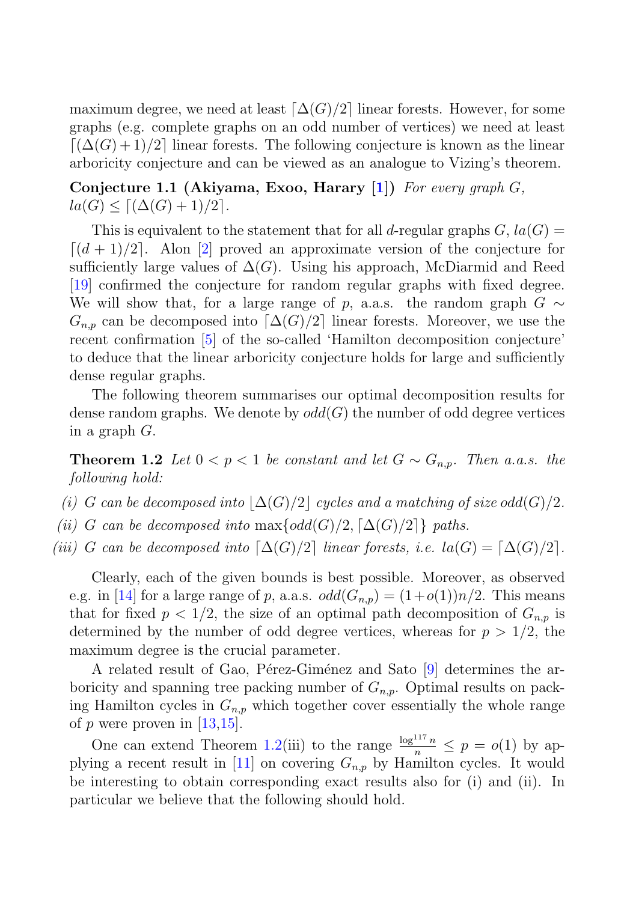maximum degree, we need at least $\lceil \Delta(G)/2 \rceil$ linear forests. However, for some graphs (e.g. complete graphs on an odd number of vertices) we need at least $\lceil (\Delta(G)+1)/2 \rceil$ linear forests. The following conjecture is known as the linear arboricity conjecture and can be viewed as an analogue to Vizing's theorem.

**Conjecture 1.1 (Akiyama, Exoo, Harary [1])** *For every graph $G$, $la(G) \leq \lceil (\Delta(G)+1)/2 \rceil$.*

This is equivalent to the statement that for all $d$-regular graphs $G$, $la(G) = \lceil (d+1)/2 \rceil$. Alon [2] proved an approximate version of the conjecture for sufficiently large values of $\Delta(G)$. Using his approach, McDiarmid and Reed [19] confirmed the conjecture for random regular graphs with fixed degree. We will show that, for a large range of $p$, a.a.s. the random graph $G \sim G_{n,p}$ can be decomposed into $\lceil \Delta(G)/2 \rceil$ linear forests. Moreover, we use the recent confirmation [5] of the so-called 'Hamilton decomposition conjecture' to deduce that the linear arboricity conjecture holds for large and sufficiently dense regular graphs.

The following theorem summarises our optimal decomposition results for dense random graphs. We denote by $odd(G)$ the number of odd degree vertices in a graph $G$.

**Theorem 1.2** *Let $0 < p < 1$ be constant and let $G \sim G_{n,p}$. Then a.a.s. the following hold:*

*(i) $G$ can be decomposed into $\lfloor \Delta(G)/2 \rfloor$ cycles and a matching of size $odd(G)/2$.*

*(ii) $G$ can be decomposed into $\max\{odd(G)/2, \lceil \Delta(G)/2 \rceil\}$ paths.*

*(iii) $G$ can be decomposed into $\lceil \Delta(G)/2 \rceil$ linear forests, i.e. $la(G) = \lceil \Delta(G)/2 \rceil$.*

Clearly, each of the given bounds is best possible. Moreover, as observed e.g. in [14] for a large range of $p$, a.a.s. $odd(G_{n,p}) = (1+o(1))n/2$. This means that for fixed $p < 1/2$, the size of an optimal path decomposition of $G_{n,p}$ is determined by the number of odd degree vertices, whereas for $p > 1/2$, the maximum degree is the crucial parameter.

A related result of Gao, Pérez-Giménez and Sato [9] determines the arboricity and spanning tree packing number of $G_{n,p}$. Optimal results on packing Hamilton cycles in $G_{n,p}$ which together cover essentially the whole range of $p$ were proven in [13,15].

One can extend Theorem 1.2(iii) to the range $\frac{\log^{117} n}{n} \leq p = o(1)$ by applying a recent result in [11] on covering $G_{n,p}$ by Hamilton cycles. It would be interesting to obtain corresponding exact results also for (i) and (ii). In particular we believe that the following should hold.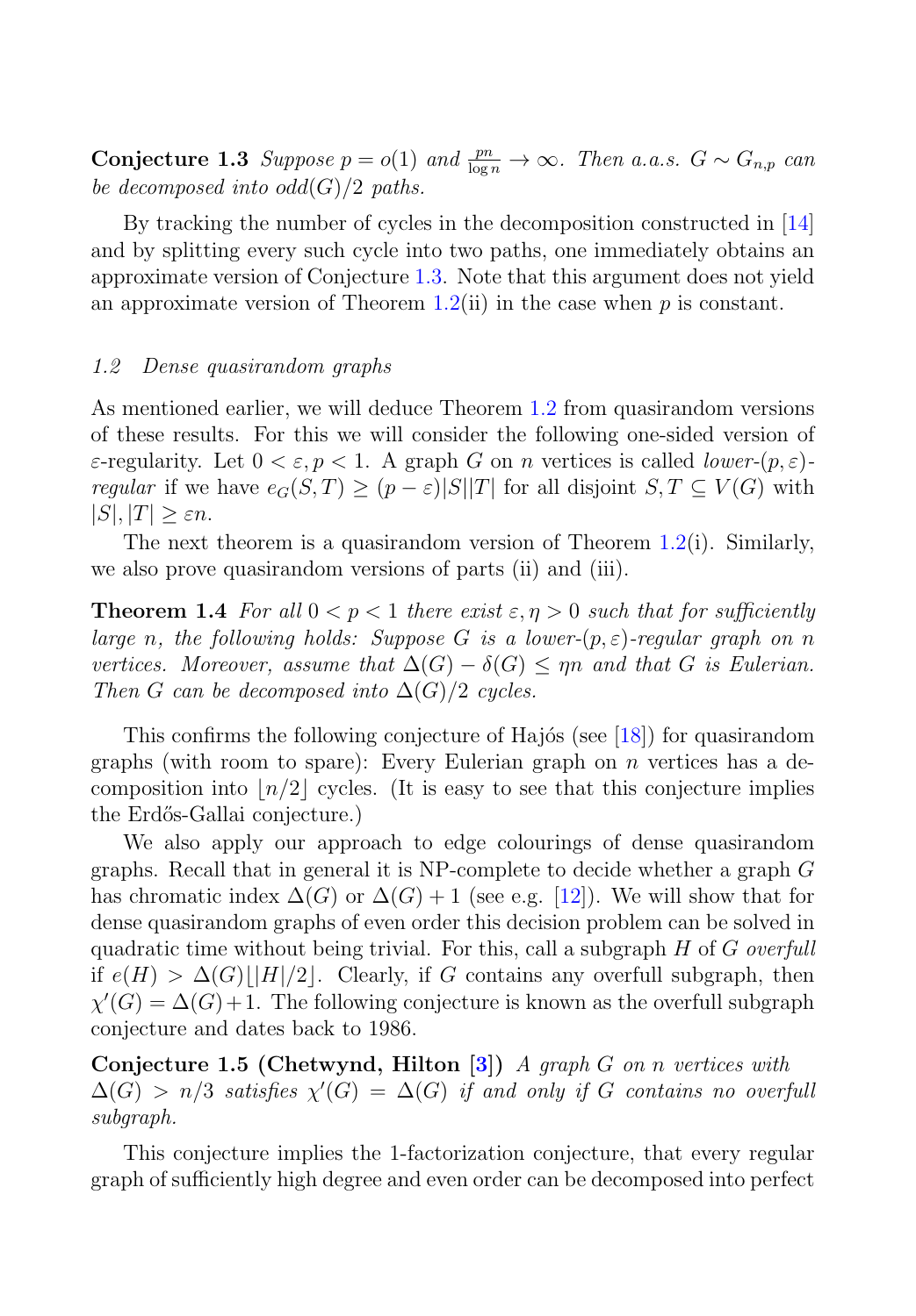**Conjecture 1.3** *Suppose $p = o(1)$ and $\frac{pn}{\log n} \to \infty$. Then a.a.s. $G \sim G_{n,p}$ can be decomposed into $odd(G)/2$ paths.*

By tracking the number of cycles in the decomposition constructed in [14] and by splitting every such cycle into two paths, one immediately obtains an approximate version of Conjecture 1.3. Note that this argument does not yield an approximate version of Theorem 1.2(ii) in the case when $p$ is constant.

### *1.2 Dense quasirandom graphs*

As mentioned earlier, we will deduce Theorem 1.2 from quasirandom versions of these results. For this we will consider the following one-sided version of $\varepsilon$-regularity. Let $0 < \varepsilon, p < 1$. A graph $G$ on $n$ vertices is called *lower-$(p, \varepsilon)$-regular* if we have $e_G(S,T) \geq (p - \varepsilon)|S||T|$ for all disjoint $S, T \subseteq V(G)$ with $|S|, |T| \geq \varepsilon n$.

The next theorem is a quasirandom version of Theorem 1.2(i). Similarly, we also prove quasirandom versions of parts (ii) and (iii).

**Theorem 1.4** *For all $0 < p < 1$ there exist $\varepsilon, \eta > 0$ such that for sufficiently large $n$, the following holds: Suppose $G$ is a lower-$(p, \varepsilon)$-regular graph on $n$ vertices. Moreover, assume that $\Delta(G) - \delta(G) \leq \eta n$ and that $G$ is Eulerian. Then $G$ can be decomposed into $\Delta(G)/2$ cycles.*

This confirms the following conjecture of Hajós (see [18]) for quasirandom graphs (with room to spare): Every Eulerian graph on $n$ vertices has a decomposition into $\lfloor n/2 \rfloor$ cycles. (It is easy to see that this conjecture implies the Erdős-Gallai conjecture.)

We also apply our approach to edge colourings of dense quasirandom graphs. Recall that in general it is NP-complete to decide whether a graph $G$ has chromatic index $\Delta(G)$ or $\Delta(G)+1$ (see e.g. [12]). We will show that for dense quasirandom graphs of even order this decision problem can be solved in quadratic time without being trivial. For this, call a subgraph $H$ of $G$ *overfull* if $e(H) > \Delta(G)\lfloor |H|/2 \rfloor$. Clearly, if $G$ contains any overfull subgraph, then $\chi'(G) = \Delta(G)+1$. The following conjecture is known as the overfull subgraph conjecture and dates back to 1986.

**Conjecture 1.5 (Chetwynd, Hilton [3])** *A graph $G$ on $n$ vertices with $\Delta(G) > n/3$ satisfies $\chi'(G) = \Delta(G)$ if and only if $G$ contains no overfull subgraph.*

This conjecture implies the 1-factorization conjecture, that every regular graph of sufficiently high degree and even order can be decomposed into perfect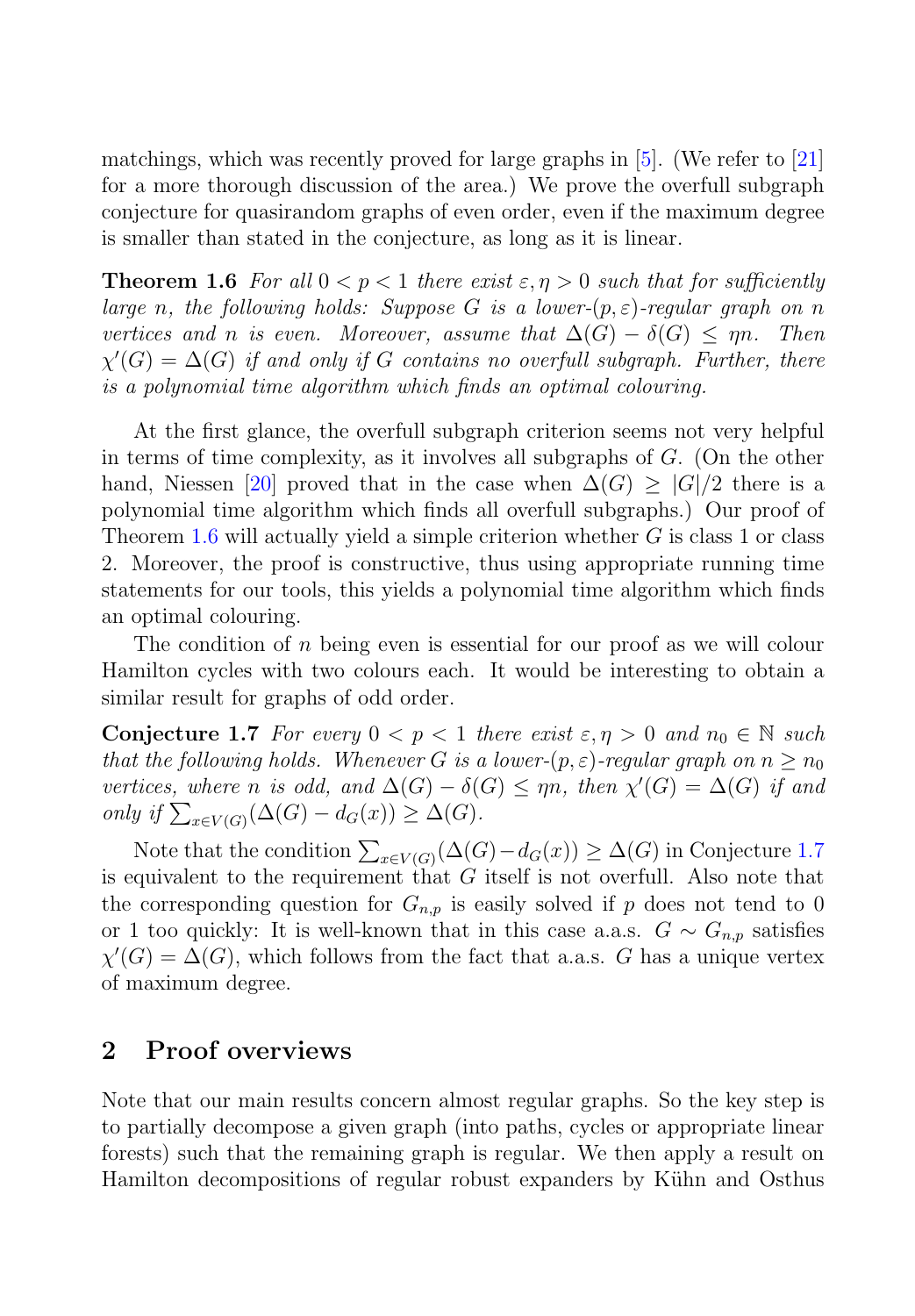matchings, which was recently proved for large graphs in [5]. (We refer to [21] for a more thorough discussion of the area.) We prove the overfull subgraph conjecture for quasirandom graphs of even order, even if the maximum degree is smaller than stated in the conjecture, as long as it is linear.

**Theorem 1.6** *For all $0 < p < 1$ there exist $\varepsilon, \eta > 0$ such that for sufficiently large $n$, the following holds: Suppose $G$ is a lower-$(p, \varepsilon)$-regular graph on $n$ vertices and $n$ is even. Moreover, assume that $\Delta(G) - \delta(G) \leq \eta n$. Then $\chi'(G) = \Delta(G)$ if and only if $G$ contains no overfull subgraph. Further, there is a polynomial time algorithm which finds an optimal colouring.*

At the first glance, the overfull subgraph criterion seems not very helpful in terms of time complexity, as it involves all subgraphs of $G$. (On the other hand, Niessen [20] proved that in the case when $\Delta(G) \geq |G|/2$ there is a polynomial time algorithm which finds all overfull subgraphs.) Our proof of Theorem 1.6 will actually yield a simple criterion whether $G$ is class 1 or class 2. Moreover, the proof is constructive, thus using appropriate running time statements for our tools, this yields a polynomial time algorithm which finds an optimal colouring.

The condition of $n$ being even is essential for our proof as we will colour Hamilton cycles with two colours each. It would be interesting to obtain a similar result for graphs of odd order.

**Conjecture 1.7** *For every $0 < p < 1$ there exist $\varepsilon, \eta > 0$ and $n_0 \in \mathbb{N}$ such that the following holds. Whenever $G$ is a lower-$(p, \varepsilon)$-regular graph on $n \geq n_0$ vertices, where $n$ is odd, and $\Delta(G) - \delta(G) \leq \eta n$, then $\chi'(G) = \Delta(G)$ if and only if $\sum_{x \in V(G)}(\Delta(G) - d_G(x)) \geq \Delta(G)$.*

Note that the condition $\sum_{x \in V(G)}(\Delta(G) - d_G(x)) \geq \Delta(G)$ in Conjecture 1.7 is equivalent to the requirement that $G$ itself is not overfull. Also note that the corresponding question for $G_{n,p}$ is easily solved if $p$ does not tend to 0 or 1 too quickly: It is well-known that in this case a.a.s. $G \sim G_{n,p}$ satisfies $\chi'(G) = \Delta(G)$, which follows from the fact that a.a.s. $G$ has a unique vertex of maximum degree.

## 2 Proof overviews

Note that our main results concern almost regular graphs. So the key step is to partially decompose a given graph (into paths, cycles or appropriate linear forests) such that the remaining graph is regular. We then apply a result on Hamilton decompositions of regular robust expanders by Kühn and Osthus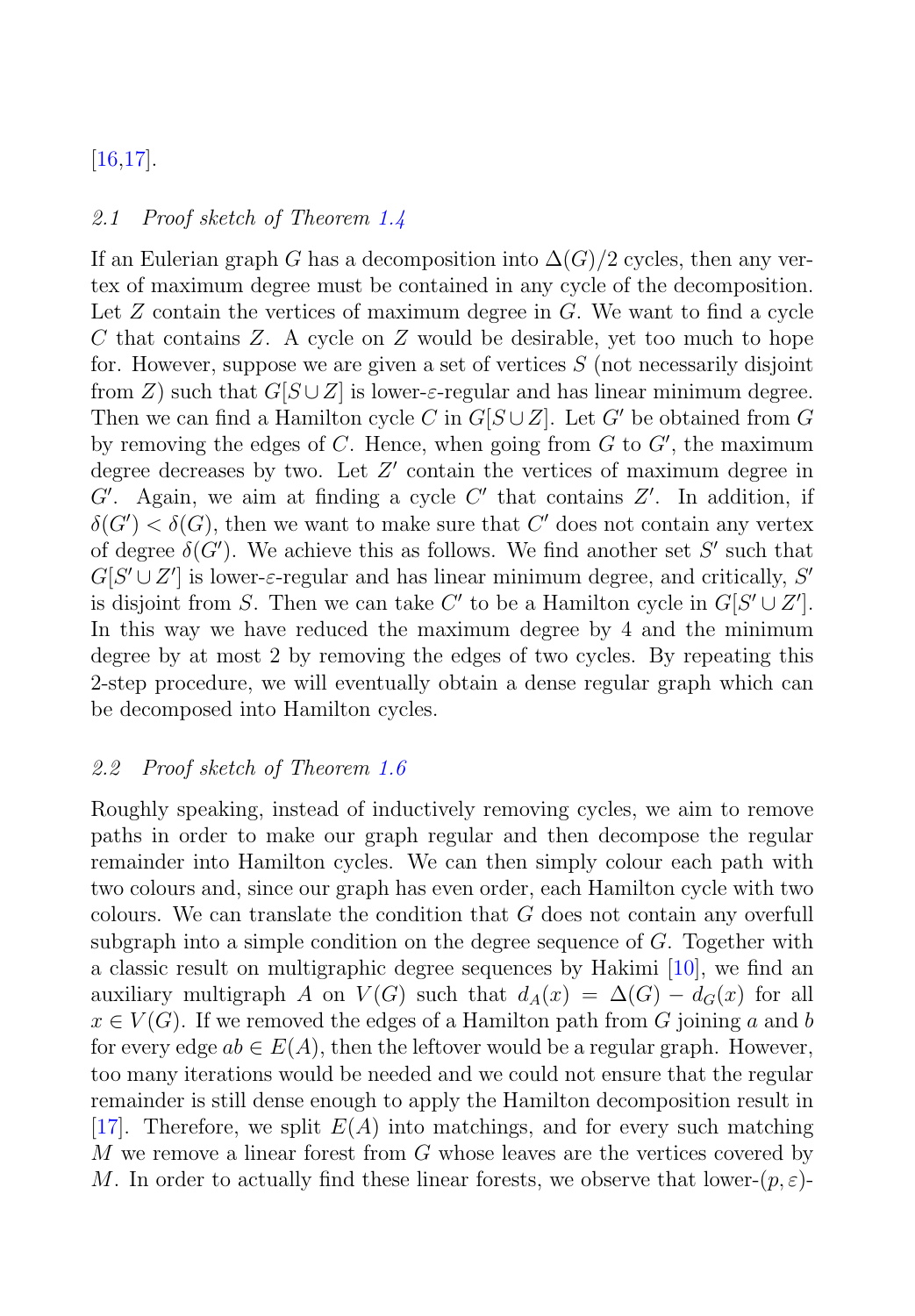[16,17].

### 2.1 Proof sketch of Theorem 1.4

If an Eulerian graph $G$ has a decomposition into $\Delta(G)/2$ cycles, then any vertex of maximum degree must be contained in any cycle of the decomposition. Let $Z$ contain the vertices of maximum degree in $G$. We want to find a cycle $C$ that contains $Z$. A cycle on $Z$ would be desirable, yet too much to hope for. However, suppose we are given a set of vertices $S$ (not necessarily disjoint from $Z$) such that $G[S \cup Z]$ is lower-$\varepsilon$-regular and has linear minimum degree. Then we can find a Hamilton cycle $C$ in $G[S \cup Z]$. Let $G'$ be obtained from $G$ by removing the edges of $C$. Hence, when going from $G$ to $G'$, the maximum degree decreases by two. Let $Z'$ contain the vertices of maximum degree in $G'$. Again, we aim at finding a cycle $C'$ that contains $Z'$. In addition, if $\delta(G') < \delta(G)$, then we want to make sure that $C'$ does not contain any vertex of degree $\delta(G')$. We achieve this as follows. We find another set $S'$ such that $G[S' \cup Z']$ is lower-$\varepsilon$-regular and has linear minimum degree, and critically, $S'$ is disjoint from $S$. Then we can take $C'$ to be a Hamilton cycle in $G[S' \cup Z']$. In this way we have reduced the maximum degree by 4 and the minimum degree by at most 2 by removing the edges of two cycles. By repeating this 2-step procedure, we will eventually obtain a dense regular graph which can be decomposed into Hamilton cycles.

### 2.2 Proof sketch of Theorem 1.6

Roughly speaking, instead of inductively removing cycles, we aim to remove paths in order to make our graph regular and then decompose the regular remainder into Hamilton cycles. We can then simply colour each path with two colours and, since our graph has even order, each Hamilton cycle with two colours. We can translate the condition that $G$ does not contain any overfull subgraph into a simple condition on the degree sequence of $G$. Together with a classic result on multigraphic degree sequences by Hakimi [10], we find an auxiliary multigraph $A$ on $V(G)$ such that $d_A(x) = \Delta(G) - d_G(x)$ for all $x \in V(G)$. If we removed the edges of a Hamilton path from $G$ joining $a$ and $b$ for every edge $ab \in E(A)$, then the leftover would be a regular graph. However, too many iterations would be needed and we could not ensure that the regular remainder is still dense enough to apply the Hamilton decomposition result in [17]. Therefore, we split $E(A)$ into matchings, and for every such matching $M$ we remove a linear forest from $G$ whose leaves are the vertices covered by $M$. In order to actually find these linear forests, we observe that lower-$(p, \varepsilon)$-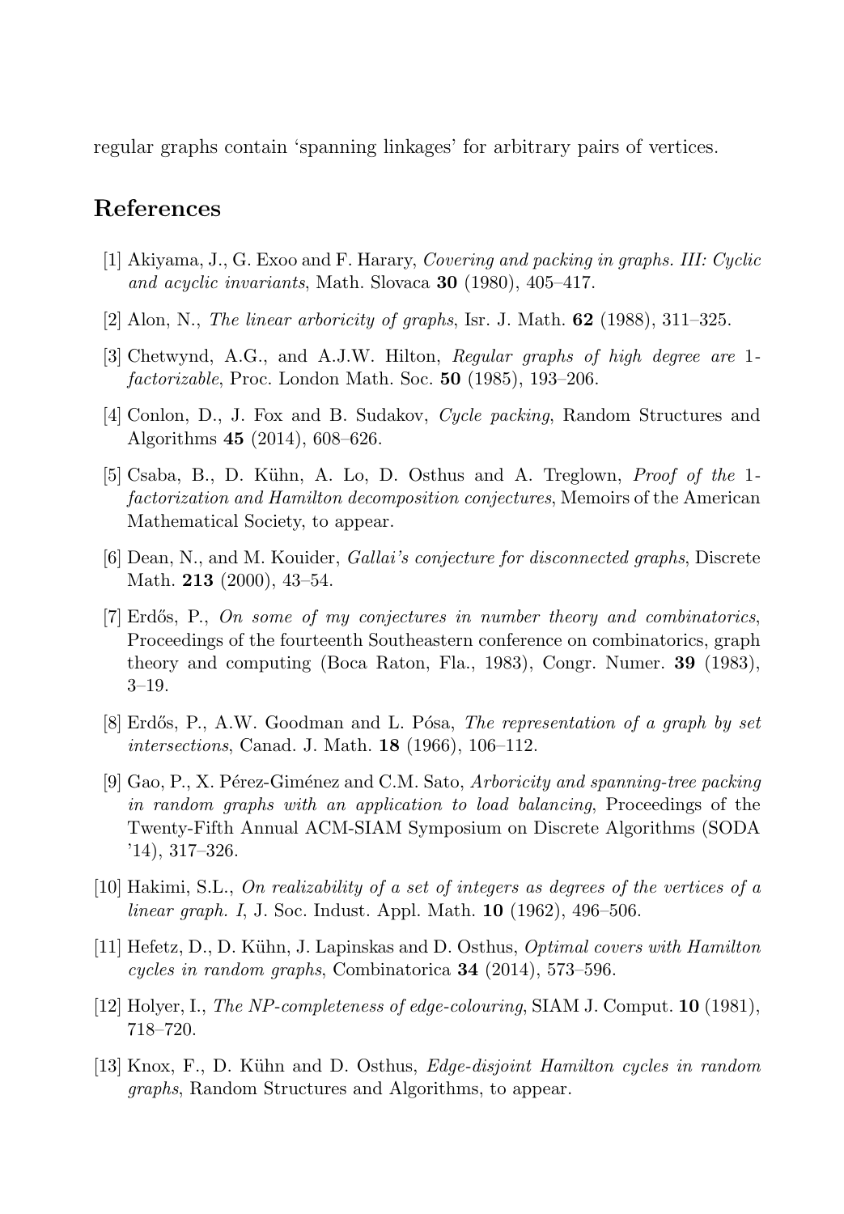regular graphs contain 'spanning linkages' for arbitrary pairs of vertices.

## References

[1] Akiyama, J., G. Exoo and F. Harary, *Covering and packing in graphs. III: Cyclic and acyclic invariants*, Math. Slovaca **30** (1980), 405–417.

[2] Alon, N., *The linear arboricity of graphs*, Isr. J. Math. **62** (1988), 311–325.

[3] Chetwynd, A.G., and A.J.W. Hilton, *Regular graphs of high degree are 1-factorizable*, Proc. London Math. Soc. **50** (1985), 193–206.

[4] Conlon, D., J. Fox and B. Sudakov, *Cycle packing*, Random Structures and Algorithms **45** (2014), 608–626.

[5] Csaba, B., D. Kühn, A. Lo, D. Osthus and A. Treglown, *Proof of the 1-factorization and Hamilton decomposition conjectures*, Memoirs of the American Mathematical Society, to appear.

[6] Dean, N., and M. Kouider, *Gallai's conjecture for disconnected graphs*, Discrete Math. **213** (2000), 43–54.

[7] Erdős, P., *On some of my conjectures in number theory and combinatorics*, Proceedings of the fourteenth Southeastern conference on combinatorics, graph theory and computing (Boca Raton, Fla., 1983), Congr. Numer. **39** (1983), 3–19.

[8] Erdős, P., A.W. Goodman and L. Pósa, *The representation of a graph by set intersections*, Canad. J. Math. **18** (1966), 106–112.

[9] Gao, P., X. Pérez-Giménez and C.M. Sato, *Arboricity and spanning-tree packing in random graphs with an application to load balancing*, Proceedings of the Twenty-Fifth Annual ACM-SIAM Symposium on Discrete Algorithms (SODA '14), 317–326.

[10] Hakimi, S.L., *On realizability of a set of integers as degrees of the vertices of a linear graph. I*, J. Soc. Indust. Appl. Math. **10** (1962), 496–506.

[11] Hefetz, D., D. Kühn, J. Lapinskas and D. Osthus, *Optimal covers with Hamilton cycles in random graphs*, Combinatorica **34** (2014), 573–596.

[12] Holyer, I., *The NP-completeness of edge-colouring*, SIAM J. Comput. **10** (1981), 718–720.

[13] Knox, F., D. Kühn and D. Osthus, *Edge-disjoint Hamilton cycles in random graphs*, Random Structures and Algorithms, to appear.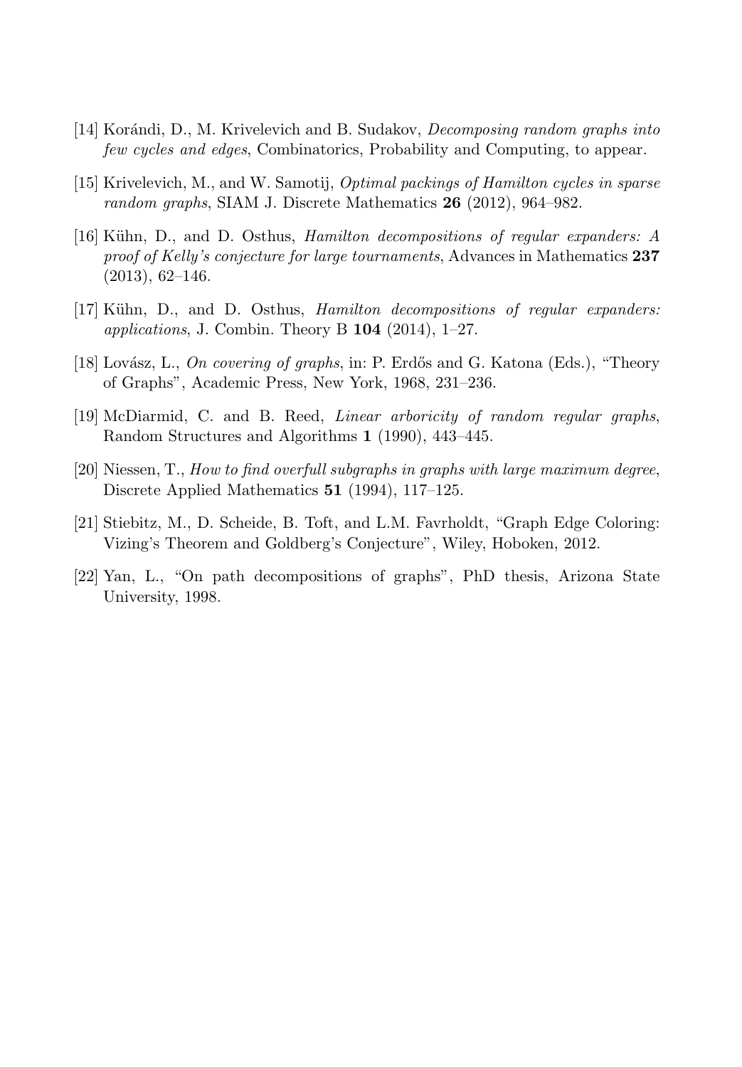[14] Korándi, D., M. Krivelevich and B. Sudakov, *Decomposing random graphs into few cycles and edges*, Combinatorics, Probability and Computing, to appear.

[15] Krivelevich, M., and W. Samotij, *Optimal packings of Hamilton cycles in sparse random graphs*, SIAM J. Discrete Mathematics **26** (2012), 964–982.

[16] Kühn, D., and D. Osthus, *Hamilton decompositions of regular expanders: A proof of Kelly's conjecture for large tournaments*, Advances in Mathematics **237** (2013), 62–146.

[17] Kühn, D., and D. Osthus, *Hamilton decompositions of regular expanders: applications*, J. Combin. Theory B **104** (2014), 1–27.

[18] Lovász, L., *On covering of graphs*, in: P. Erdős and G. Katona (Eds.), "Theory of Graphs", Academic Press, New York, 1968, 231–236.

[19] McDiarmid, C. and B. Reed, *Linear arboricity of random regular graphs*, Random Structures and Algorithms **1** (1990), 443–445.

[20] Niessen, T., *How to find overfull subgraphs in graphs with large maximum degree*, Discrete Applied Mathematics **51** (1994), 117–125.

[21] Stiebitz, M., D. Scheide, B. Toft, and L.M. Favrholdt, "Graph Edge Coloring: Vizing's Theorem and Goldberg's Conjecture", Wiley, Hoboken, 2012.

[22] Yan, L., "On path decompositions of graphs", PhD thesis, Arizona State University, 1998.